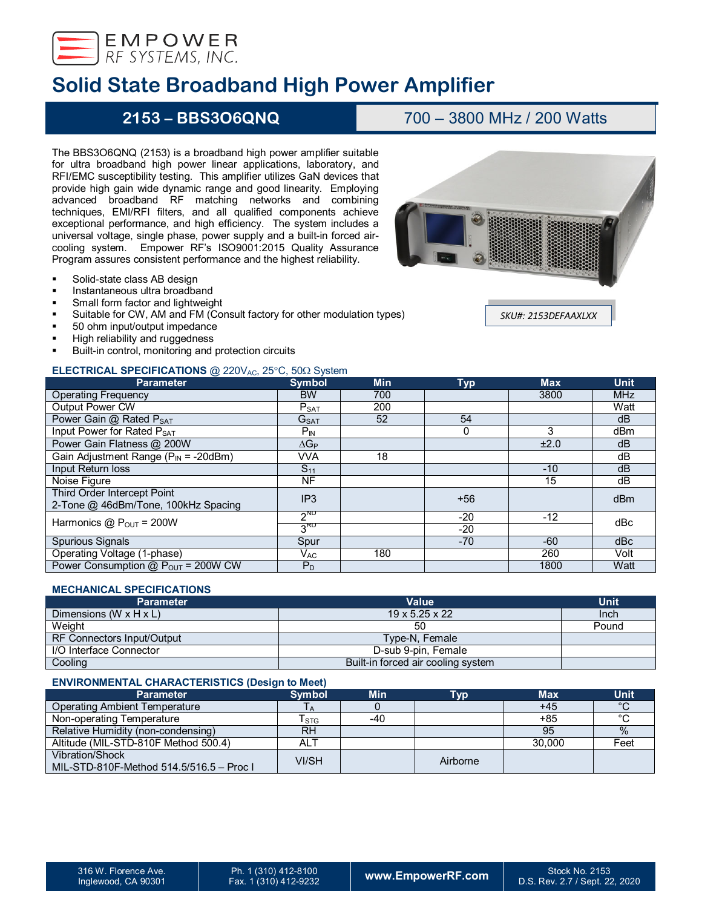EMPOWER RF SYSTEMS, INC.

# Solid State Broadband High Power Amplifier

## 2153 – BBS3O6QNQ | 700 – 3800 MHz / 200 Watts

The BBS3O6QNQ (2153) is a broadband high power amplifier suitable for ultra broadband high power linear applications, laboratory, and RFI/EMC susceptibility testing. This amplifier utilizes GaN devices that provide high gain wide dynamic range and good linearity. Employing advanced broadband RF matching networks and combining techniques, EMI/RFI filters, and all qualified components achieve exceptional performance, and high efficiency. The system includes a universal voltage, single phase, power supply and a built-in forced air-cooling system. Empower RF's ISO9001:2015 Quality Assurance Program assures consistent performance and the highest reliability.

*SKU#: 2153DEFAAXLXX*

- Solid-state class AB design
- Instantaneous ultra broadband
- Small form factor and lightweight
- Suitable for CW, AM and FM (Consult factory for other modulation types)
- 50 ohm input/output impedance
- High reliability and ruggedness
- Built-in control, monitoring and protection circuits

### ELECTRICAL SPECIFICATIONS @ 220V$_{AC}$, 25°C, 50Ω System

| Parameter | Symbol | Min | Typ | Max | Unit |
|---|---|---|---|---|---|
| Operating Frequency | BW | 700 | | 3800 | MHz |
| Output Power CW | $P_{SAT}$ | 200 | | | Watt |
| Power Gain @ Rated $P_{SAT}$ | $G_{SAT}$ | 52 | 54 | | dB |
| Input Power for Rated $P_{SAT}$ | $P_{IN}$ | | 0 | 3 | dBm |
| Power Gain Flatness @ 200W | $\Delta G_P$ | | | ±2.0 | dB |
| Gain Adjustment Range ($P_{IN}$ = -20dBm) | VVA | 18 | | | dB |
| Input Return loss | $S_{11}$ | | | -10 | dB |
| Noise Figure | NF | | | 15 | dB |
| Third Order Intercept Point 2-Tone @ 46dBm/Tone, 100kHz Spacing | IP3 | | +56 | | dBm |
| Harmonics @ $P_{OUT}$ = 200W | $2^{ND}$ | | -20 | -12 | dBc |
| | $3^{RD}$ | | -20 | | dBc |
| Spurious Signals | Spur | | -70 | -60 | dBc |
| Operating Voltage (1-phase) | $V_{AC}$ | 180 | | 260 | Volt |
| Power Consumption @ $P_{OUT}$ = 200W CW | $P_D$ | | | 1800 | Watt |

### MECHANICAL SPECIFICATIONS

| Parameter | Value | Unit |
|---|---|---|
| Dimensions (W x H x L) | 19 x 5.25 x 22 | Inch |
| Weight | 50 | Pound |
| RF Connectors Input/Output | Type-N, Female | |
| I/O Interface Connector | D-sub 9-pin, Female | |
| Cooling | Built-in forced air cooling system | |

### ENVIRONMENTAL CHARACTERISTICS (Design to Meet)

| Parameter | Symbol | Min | Typ | Max | Unit |
|---|---|---|---|---|---|
| Operating Ambient Temperature | $T_A$ | 0 | | +45 | °C |
| Non-operating Temperature | $T_{STG}$ | -40 | | +85 | °C |
| Relative Humidity (non-condensing) | RH | | | 95 | % |
| Altitude (MIL-STD-810F Method 500.4) | ALT | | | 30,000 | Feet |
| Vibration/Shock MIL-STD-810F-Method 514.5/516.5 – Proc I | VI/SH | | Airborne | | |

316 W. Florence Ave. Inglewood, CA 90301 | Ph. 1 (310) 412-8100 Fax. 1 (310) 412-9232 | www.EmpowerRF.com | Stock No. 2153 D.S. Rev. 2.7 / Sept. 22, 2020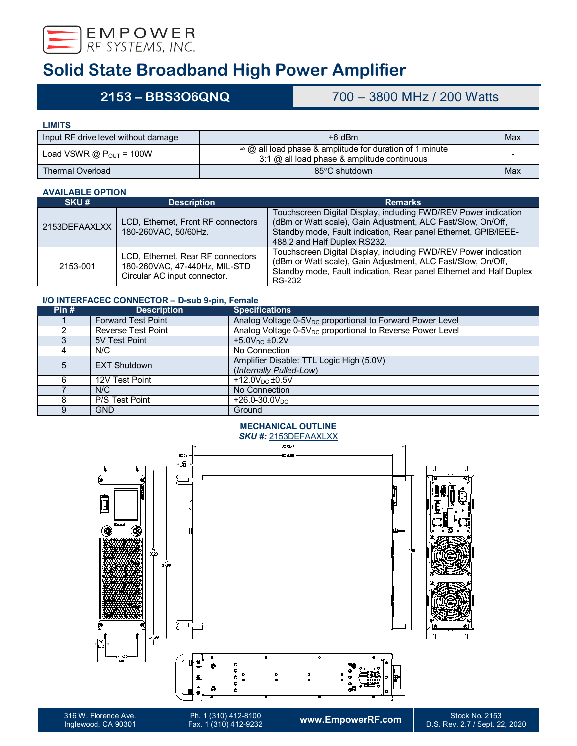# Solid State Broadband High Power Amplifier

## 2153 – BBS3O6QNQ | 700 – 3800 MHz / 200 Watts

### LIMITS

| | | |
|---|---|---|
| Input RF drive level without damage | +6 dBm | Max |
| Load VSWR @ $P_{OUT}$ = 100W | ∞ @ all load phase & amplitude for duration of 1 minute<br>3:1 @ all load phase & amplitude continuous | - |
| Thermal Overload | 85°C shutdown | Max |

### AVAILABLE OPTION

| SKU # | Description | Remarks |
|---|---|---|
| 2153DEFAAXLXX | LCD, Ethernet, Front RF connectors 180-260VAC, 50/60Hz. | Touchscreen Digital Display, including FWD/REV Power indication (dBm or Watt scale), Gain Adjustment, ALC Fast/Slow, On/Off, Standby mode, Fault indication, Rear panel Ethernet, GPIB/IEEE-488.2 and Half Duplex RS232. |
| 2153-001 | LCD, Ethernet, Rear RF connectors 180-260VAC, 47-440Hz, MIL-STD Circular AC input connector. | Touchscreen Digital Display, including FWD/REV Power indication (dBm or Watt scale), Gain Adjustment, ALC Fast/Slow, On/Off, Standby mode, Fault indication, Rear panel Ethernet and Half Duplex RS-232 |

### I/O INTERFACEC CONNECTOR – D-sub 9-pin, Female

| Pin # | Description | Specifications |
|---|---|---|
| 1 | Forward Test Point | Analog Voltage 0-5$V_{DC}$ proportional to Forward Power Level |
| 2 | Reverse Test Point | Analog Voltage 0-5$V_{DC}$ proportional to Reverse Power Level |
| 3 | 5V Test Point | +5.0$V_{DC}$ ±0.2V |
| 4 | N/C | No Connection |
| 5 | EXT Shutdown | Amplifier Disable: TTL Logic High (5.0V)<br>(*Internally Pulled-Low*) |
| 6 | 12V Test Point | +12.0$V_{DC}$ ±0.5V |
| 7 | N/C | No Connection |
| 8 | P/S Test Point | +26.0-30.0$V_{DC}$ |
| 9 | GND | Ground |

### MECHANICAL OUTLINE

***SKU #:*** 2153DEFAAXLXX

2X 23.43
2X 21.09
2X .12
2X 1.52
2X 36.23
2X 37.99
16.95
2X .88
2X 0.72
2X 7.00

316 W. Florence Ave.
Inglewood, CA 90301

Ph. 1 (310) 412-8100
Fax. 1 (310) 412-9232

www.EmpowerRF.com

Stock No. 2153
D.S. Rev. 2.7 / Sept. 22, 2020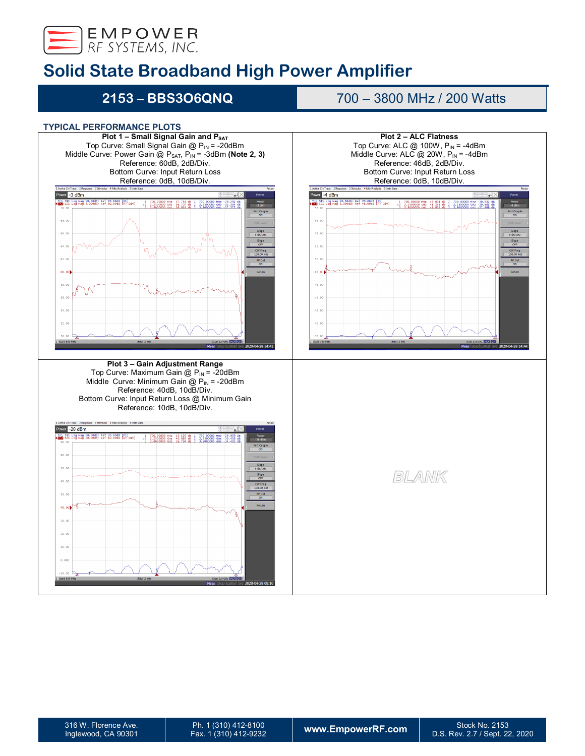EMPOWER
RF SYSTEMS, INC.

# Solid State Broadband High Power Amplifier

## 2153 – BBS3O6QNQ | 700 – 3800 MHz / 200 Watts

### TYPICAL PERFORMANCE PLOTS

**Plot 1 – Small Signal Gain and $P_{SAT}$**
Top Curve: Small Signal Gain @ $P_{IN}$ = -20dBm
Middle Curve: Power Gain @ $P_{SAT}$, $P_{IN}$ = -3dBm **(Note 2, 3)**
Reference: 60dB, 2dB/Div.
Bottom Curve: Input Return Loss
Reference: 0dB, 10dB/Div.

**Plot 2 – ALC Flatness**
Top Curve: ALC @ 100W, $P_{IN}$ = -4dBm
Middle Curve: ALC @ 20W, $P_{IN}$ = -4dBm
Reference: 46dB, 2dB/Div.
Bottom Curve: Input Return Loss
Reference: 0dB, 10dB/Div.

**Plot 3 – Gain Adjustment Range**
Top Curve: Maximum Gain @ $P_{IN}$ = -20dBm
Middle Curve: Minimum Gain @ $P_{IN}$ = -20dBm
Reference: 40dB, 10dB/Div.
Bottom Curve: Input Return Loss @ Minimum Gain
Reference: 10dB, 10dB/Div.

BLANK

316 W. Florence Ave.
Inglewood, CA 90301

Ph. 1 (310) 412-8100
Fax. 1 (310) 412-9232

www.EmpowerRF.com

Stock No. 2153
D.S. Rev. 2.7 / Sept. 22, 2020